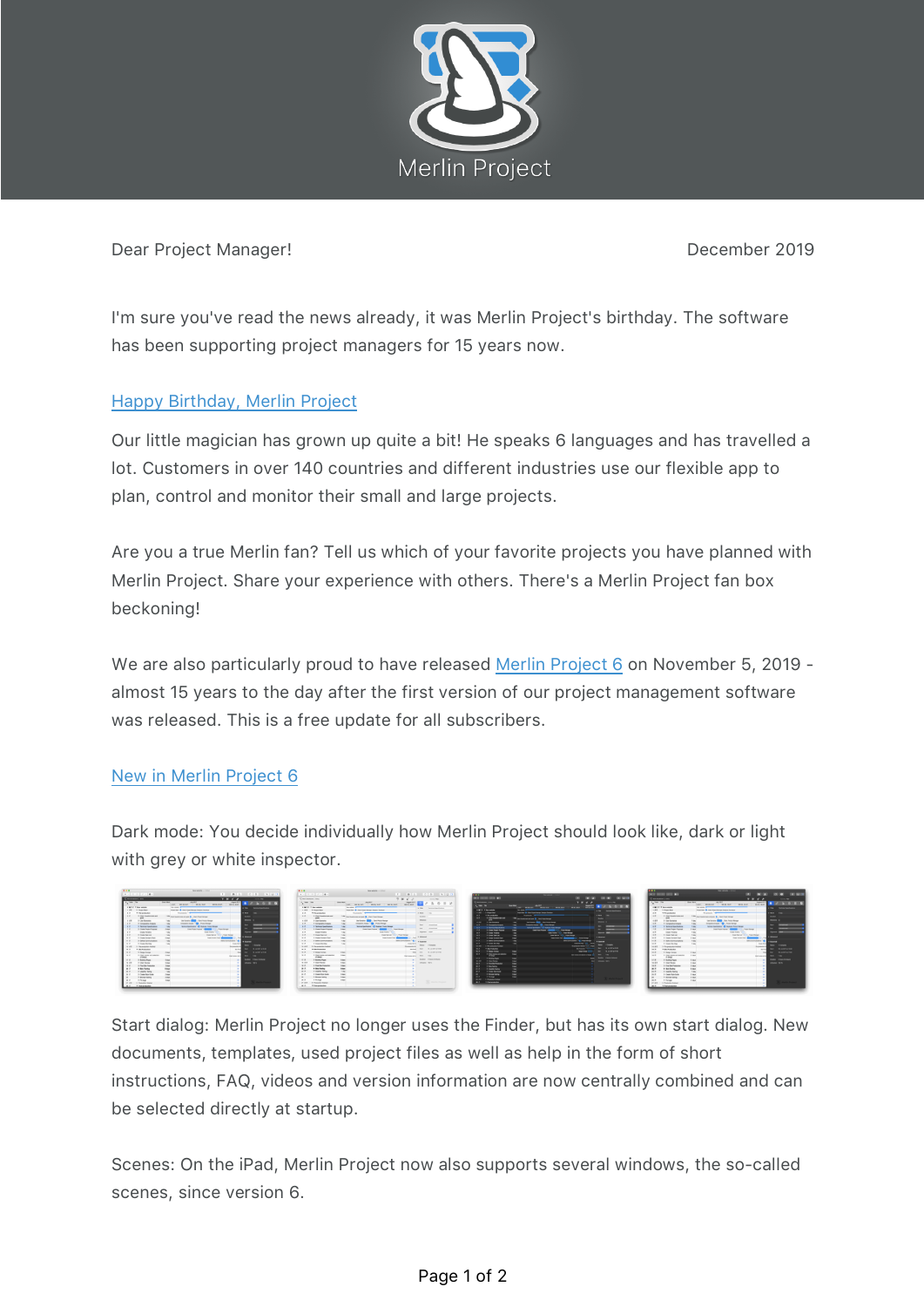Merlin Project

Dear Project Manager!

December 2019

I'm sure you've read the news already, it was Merlin Project's birthday. The software has been supporting project managers for 15 years now.

[Happy Birthday, Merlin Project]

Our little magician has grown up quite a bit! He speaks 6 languages and has travelled a lot. Customers in over 140 countries and different industries use our flexible app to plan, control and monitor their small and large projects.

Are you a true Merlin fan? Tell us which of your favorite projects you have planned with Merlin Project. Share your experience with others. There's a Merlin Project fan box beckoning!

We are also particularly proud to have released [Merlin Project 6] on November 5, 2019 - almost 15 years to the day after the first version of our project management software was released. This is a free update for all subscribers.

[New in Merlin Project 6]

Dark mode: You decide individually how Merlin Project should look like, dark or light with grey or white inspector.

Start dialog: Merlin Project no longer uses the Finder, but has its own start dialog. New documents, templates, used project files as well as help in the form of short instructions, FAQ, videos and version information are now centrally combined and can be selected directly at startup.

Scenes: On the iPad, Merlin Project now also supports several windows, the so-called scenes, since version 6.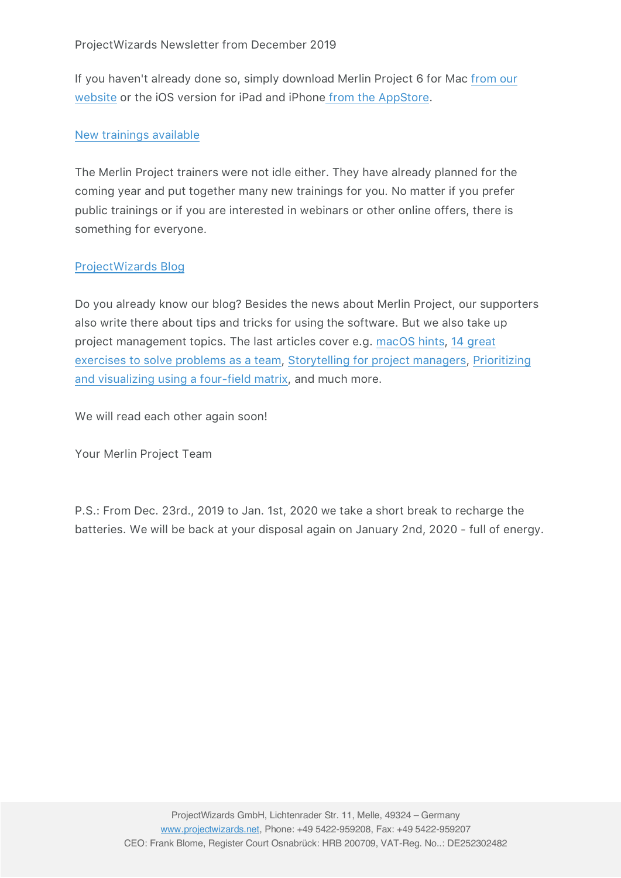ProjectWizards Newsletter from December 2019

If you haven't already done so, simply download Merlin Project 6 for Mac from our website or the iOS version for iPad and iPhone from the AppStore.

## New trainings available

The Merlin Project trainers were not idle either. They have already planned for the coming year and put together many new trainings for you. No matter if you prefer public trainings or if you are interested in webinars or other online offers, there is something for everyone.

## ProjectWizards Blog

Do you already know our blog? Besides the news about Merlin Project, our supporters also write there about tips and tricks for using the software. But we also take up project management topics. The last articles cover e.g. macOS hints, 14 great exercises to solve problems as a team, Storytelling for project managers, Prioritizing and visualizing using a four-field matrix, and much more.

We will read each other again soon!

Your Merlin Project Team

P.S.: From Dec. 23rd., 2019 to Jan. 1st, 2020 we take a short break to recharge the batteries. We will be back at your disposal again on January 2nd, 2020 - full of energy.

ProjectWizards GmbH, Lichtenrader Str. 11, Melle, 49324 – Germany
www.projectwizards.net, Phone: +49 5422-959208, Fax: +49 5422-959207
CEO: Frank Blome, Register Court Osnabrück: HRB 200709, VAT-Reg. No..: DE252302482